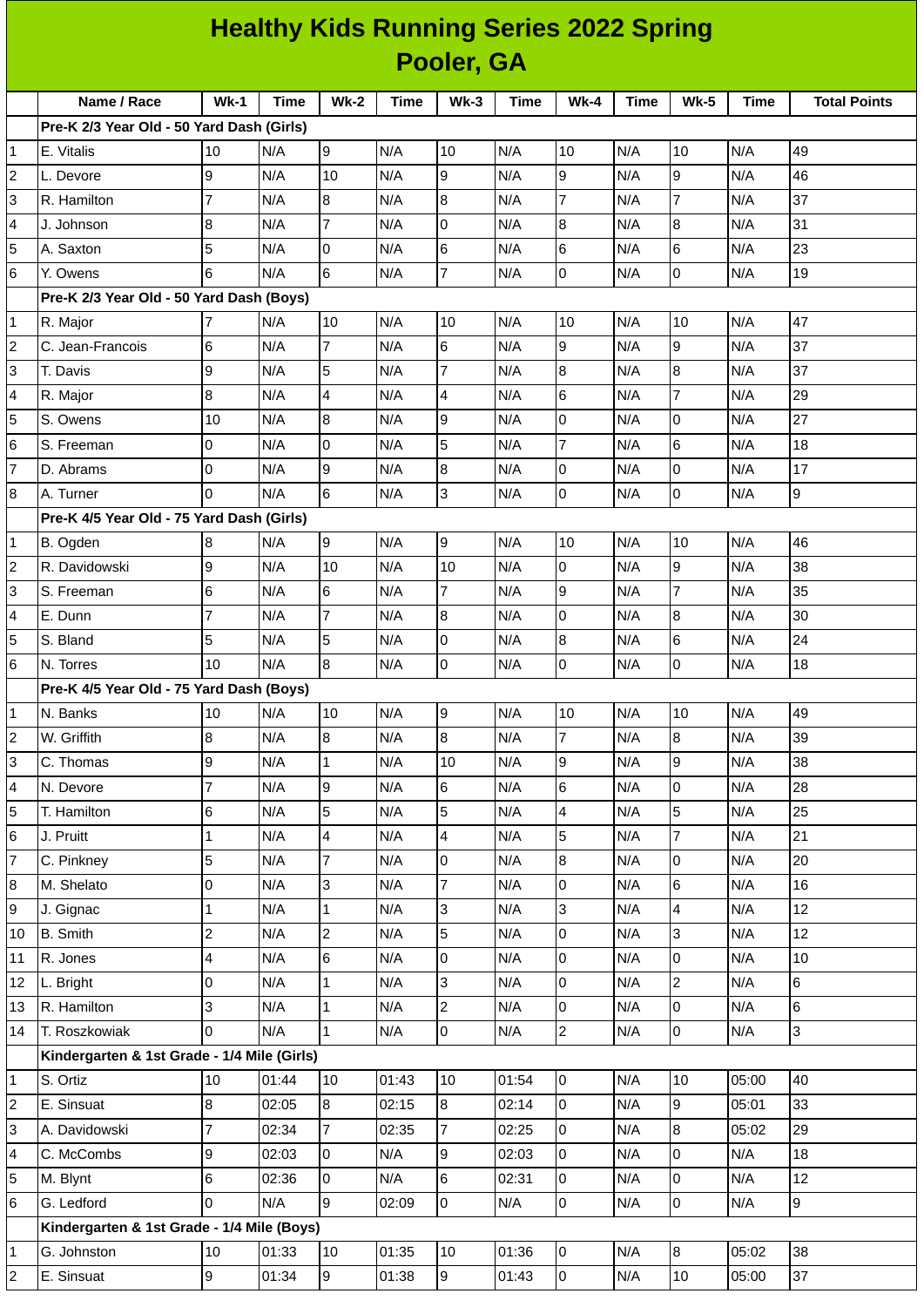# Healthy Kids Running Series 2022 Spring

## Pooler, GA

| | Name / Race | Wk-1 | Time | Wk-2 | Time | Wk-3 | Time | Wk-4 | Time | Wk-5 | Time | Total Points |
|---|---|---|---|---|---|---|---|---|---|---|---|---|
| | **Pre-K 2/3 Year Old - 50 Yard Dash (Girls)** | | | | | | | | | | | |
| 1 | E. Vitalis | 10 | N/A | 9 | N/A | 10 | N/A | 10 | N/A | 10 | N/A | 49 |
| 2 | L. Devore | 9 | N/A | 10 | N/A | 9 | N/A | 9 | N/A | 9 | N/A | 46 |
| 3 | R. Hamilton | 7 | N/A | 8 | N/A | 8 | N/A | 7 | N/A | 7 | N/A | 37 |
| 4 | J. Johnson | 8 | N/A | 7 | N/A | 0 | N/A | 8 | N/A | 8 | N/A | 31 |
| 5 | A. Saxton | 5 | N/A | 0 | N/A | 6 | N/A | 6 | N/A | 6 | N/A | 23 |
| 6 | Y. Owens | 6 | N/A | 6 | N/A | 7 | N/A | 0 | N/A | 0 | N/A | 19 |
| | **Pre-K 2/3 Year Old - 50 Yard Dash (Boys)** | | | | | | | | | | | |
| 1 | R. Major | 7 | N/A | 10 | N/A | 10 | N/A | 10 | N/A | 10 | N/A | 47 |
| 2 | C. Jean-Francois | 6 | N/A | 7 | N/A | 6 | N/A | 9 | N/A | 9 | N/A | 37 |
| 3 | T. Davis | 9 | N/A | 5 | N/A | 7 | N/A | 8 | N/A | 8 | N/A | 37 |
| 4 | R. Major | 8 | N/A | 4 | N/A | 4 | N/A | 6 | N/A | 7 | N/A | 29 |
| 5 | S. Owens | 10 | N/A | 8 | N/A | 9 | N/A | 0 | N/A | 0 | N/A | 27 |
| 6 | S. Freeman | 0 | N/A | 0 | N/A | 5 | N/A | 7 | N/A | 6 | N/A | 18 |
| 7 | D. Abrams | 0 | N/A | 9 | N/A | 8 | N/A | 0 | N/A | 0 | N/A | 17 |
| 8 | A. Turner | 0 | N/A | 6 | N/A | 3 | N/A | 0 | N/A | 0 | N/A | 9 |
| | **Pre-K 4/5 Year Old - 75 Yard Dash (Girls)** | | | | | | | | | | | |
| 1 | B. Ogden | 8 | N/A | 9 | N/A | 9 | N/A | 10 | N/A | 10 | N/A | 46 |
| 2 | R. Davidowski | 9 | N/A | 10 | N/A | 10 | N/A | 0 | N/A | 9 | N/A | 38 |
| 3 | S. Freeman | 6 | N/A | 6 | N/A | 7 | N/A | 9 | N/A | 7 | N/A | 35 |
| 4 | E. Dunn | 7 | N/A | 7 | N/A | 8 | N/A | 0 | N/A | 8 | N/A | 30 |
| 5 | S. Bland | 5 | N/A | 5 | N/A | 0 | N/A | 8 | N/A | 6 | N/A | 24 |
| 6 | N. Torres | 10 | N/A | 8 | N/A | 0 | N/A | 0 | N/A | 0 | N/A | 18 |
| | **Pre-K 4/5 Year Old - 75 Yard Dash (Boys)** | | | | | | | | | | | |
| 1 | N. Banks | 10 | N/A | 10 | N/A | 9 | N/A | 10 | N/A | 10 | N/A | 49 |
| 2 | W. Griffith | 8 | N/A | 8 | N/A | 8 | N/A | 7 | N/A | 8 | N/A | 39 |
| 3 | C. Thomas | 9 | N/A | 1 | N/A | 10 | N/A | 9 | N/A | 9 | N/A | 38 |
| 4 | N. Devore | 7 | N/A | 9 | N/A | 6 | N/A | 6 | N/A | 0 | N/A | 28 |
| 5 | T. Hamilton | 6 | N/A | 5 | N/A | 5 | N/A | 4 | N/A | 5 | N/A | 25 |
| 6 | J. Pruitt | 1 | N/A | 4 | N/A | 4 | N/A | 5 | N/A | 7 | N/A | 21 |
| 7 | C. Pinkney | 5 | N/A | 7 | N/A | 0 | N/A | 8 | N/A | 0 | N/A | 20 |
| 8 | M. Shelato | 0 | N/A | 3 | N/A | 7 | N/A | 0 | N/A | 6 | N/A | 16 |
| 9 | J. Gignac | 1 | N/A | 1 | N/A | 3 | N/A | 3 | N/A | 4 | N/A | 12 |
| 10 | B. Smith | 2 | N/A | 2 | N/A | 5 | N/A | 0 | N/A | 3 | N/A | 12 |
| 11 | R. Jones | 4 | N/A | 6 | N/A | 0 | N/A | 0 | N/A | 0 | N/A | 10 |
| 12 | L. Bright | 0 | N/A | 1 | N/A | 3 | N/A | 0 | N/A | 2 | N/A | 6 |
| 13 | R. Hamilton | 3 | N/A | 1 | N/A | 2 | N/A | 0 | N/A | 0 | N/A | 6 |
| 14 | T. Roszkowiak | 0 | N/A | 1 | N/A | 0 | N/A | 2 | N/A | 0 | N/A | 3 |
| | **Kindergarten & 1st Grade - 1/4 Mile (Girls)** | | | | | | | | | | | |
| 1 | S. Ortiz | 10 | 01:44 | 10 | 01:43 | 10 | 01:54 | 0 | N/A | 10 | 05:00 | 40 |
| 2 | E. Sinsuat | 8 | 02:05 | 8 | 02:15 | 8 | 02:14 | 0 | N/A | 9 | 05:01 | 33 |
| 3 | A. Davidowski | 7 | 02:34 | 7 | 02:35 | 7 | 02:25 | 0 | N/A | 8 | 05:02 | 29 |
| 4 | C. McCombs | 9 | 02:03 | 0 | N/A | 9 | 02:03 | 0 | N/A | 0 | N/A | 18 |
| 5 | M. Blynt | 6 | 02:36 | 0 | N/A | 6 | 02:31 | 0 | N/A | 0 | N/A | 12 |
| 6 | G. Ledford | 0 | N/A | 9 | 02:09 | 0 | N/A | 0 | N/A | 0 | N/A | 9 |
| | **Kindergarten & 1st Grade - 1/4 Mile (Boys)** | | | | | | | | | | | |
| 1 | G. Johnston | 10 | 01:33 | 10 | 01:35 | 10 | 01:36 | 0 | N/A | 8 | 05:02 | 38 |
| 2 | E. Sinsuat | 9 | 01:34 | 9 | 01:38 | 9 | 01:43 | 0 | N/A | 10 | 05:00 | 37 |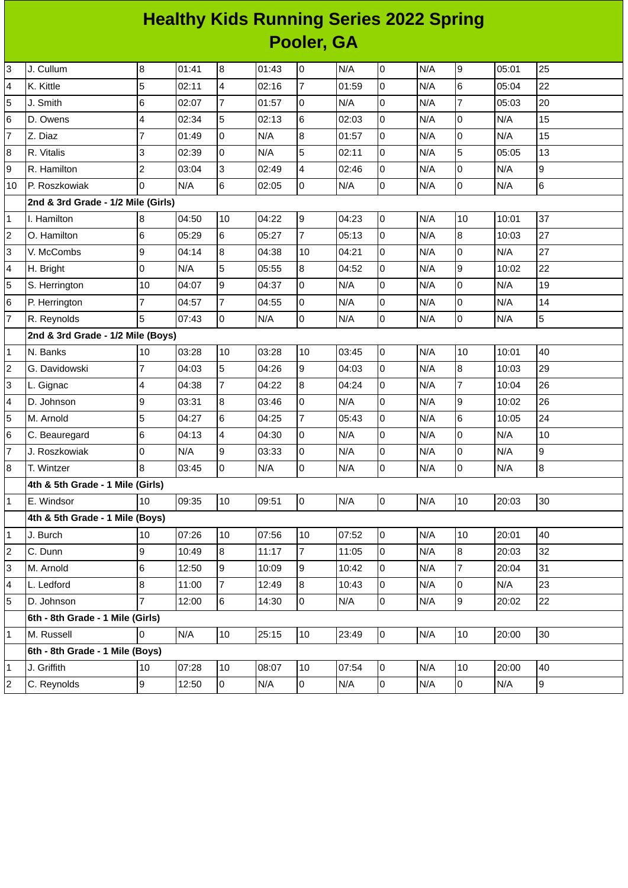# Healthy Kids Running Series 2022 Spring

## Pooler, GA

| | | | | | | | | | | | | |
|---|---|---|---|---|---|---|---|---|---|---|---|---|
| 3 | J. Cullum | 8 | 01:41 | 8 | 01:43 | 0 | N/A | 0 | N/A | 9 | 05:01 | 25 |
| 4 | K. Kittle | 5 | 02:11 | 4 | 02:16 | 7 | 01:59 | 0 | N/A | 6 | 05:04 | 22 |
| 5 | J. Smith | 6 | 02:07 | 7 | 01:57 | 0 | N/A | 0 | N/A | 7 | 05:03 | 20 |
| 6 | D. Owens | 4 | 02:34 | 5 | 02:13 | 6 | 02:03 | 0 | N/A | 0 | N/A | 15 |
| 7 | Z. Diaz | 7 | 01:49 | 0 | N/A | 8 | 01:57 | 0 | N/A | 0 | N/A | 15 |
| 8 | R. Vitalis | 3 | 02:39 | 0 | N/A | 5 | 02:11 | 0 | N/A | 5 | 05:05 | 13 |
| 9 | R. Hamilton | 2 | 03:04 | 3 | 02:49 | 4 | 02:46 | 0 | N/A | 0 | N/A | 9 |
| 10 | P. Roszkowiak | 0 | N/A | 6 | 02:05 | 0 | N/A | 0 | N/A | 0 | N/A | 6 |
| | **2nd & 3rd Grade - 1/2 Mile (Girls)** | | | | | | | | | | | |
| 1 | I. Hamilton | 8 | 04:50 | 10 | 04:22 | 9 | 04:23 | 0 | N/A | 10 | 10:01 | 37 |
| 2 | O. Hamilton | 6 | 05:29 | 6 | 05:27 | 7 | 05:13 | 0 | N/A | 8 | 10:03 | 27 |
| 3 | V. McCombs | 9 | 04:14 | 8 | 04:38 | 10 | 04:21 | 0 | N/A | 0 | N/A | 27 |
| 4 | H. Bright | 0 | N/A | 5 | 05:55 | 8 | 04:52 | 0 | N/A | 9 | 10:02 | 22 |
| 5 | S. Herrington | 10 | 04:07 | 9 | 04:37 | 0 | N/A | 0 | N/A | 0 | N/A | 19 |
| 6 | P. Herrington | 7 | 04:57 | 7 | 04:55 | 0 | N/A | 0 | N/A | 0 | N/A | 14 |
| 7 | R. Reynolds | 5 | 07:43 | 0 | N/A | 0 | N/A | 0 | N/A | 0 | N/A | 5 |
| | **2nd & 3rd Grade - 1/2 Mile (Boys)** | | | | | | | | | | | |
| 1 | N. Banks | 10 | 03:28 | 10 | 03:28 | 10 | 03:45 | 0 | N/A | 10 | 10:01 | 40 |
| 2 | G. Davidowski | 7 | 04:03 | 5 | 04:26 | 9 | 04:03 | 0 | N/A | 8 | 10:03 | 29 |
| 3 | L. Gignac | 4 | 04:38 | 7 | 04:22 | 8 | 04:24 | 0 | N/A | 7 | 10:04 | 26 |
| 4 | D. Johnson | 9 | 03:31 | 8 | 03:46 | 0 | N/A | 0 | N/A | 9 | 10:02 | 26 |
| 5 | M. Arnold | 5 | 04:27 | 6 | 04:25 | 7 | 05:43 | 0 | N/A | 6 | 10:05 | 24 |
| 6 | C. Beauregard | 6 | 04:13 | 4 | 04:30 | 0 | N/A | 0 | N/A | 0 | N/A | 10 |
| 7 | J. Roszkowiak | 0 | N/A | 9 | 03:33 | 0 | N/A | 0 | N/A | 0 | N/A | 9 |
| 8 | T. Wintzer | 8 | 03:45 | 0 | N/A | 0 | N/A | 0 | N/A | 0 | N/A | 8 |
| | **4th & 5th Grade - 1 Mile (Girls)** | | | | | | | | | | | |
| 1 | E. Windsor | 10 | 09:35 | 10 | 09:51 | 0 | N/A | 0 | N/A | 10 | 20:03 | 30 |
| | **4th & 5th Grade - 1 Mile (Boys)** | | | | | | | | | | | |
| 1 | J. Burch | 10 | 07:26 | 10 | 07:56 | 10 | 07:52 | 0 | N/A | 10 | 20:01 | 40 |
| 2 | C. Dunn | 9 | 10:49 | 8 | 11:17 | 7 | 11:05 | 0 | N/A | 8 | 20:03 | 32 |
| 3 | M. Arnold | 6 | 12:50 | 9 | 10:09 | 9 | 10:42 | 0 | N/A | 7 | 20:04 | 31 |
| 4 | L. Ledford | 8 | 11:00 | 7 | 12:49 | 8 | 10:43 | 0 | N/A | 0 | N/A | 23 |
| 5 | D. Johnson | 7 | 12:00 | 6 | 14:30 | 0 | N/A | 0 | N/A | 9 | 20:02 | 22 |
| | **6th - 8th Grade - 1 Mile (Girls)** | | | | | | | | | | | |
| 1 | M. Russell | 0 | N/A | 10 | 25:15 | 10 | 23:49 | 0 | N/A | 10 | 20:00 | 30 |
| | **6th - 8th Grade - 1 Mile (Boys)** | | | | | | | | | | | |
| 1 | J. Griffith | 10 | 07:28 | 10 | 08:07 | 10 | 07:54 | 0 | N/A | 10 | 20:00 | 40 |
| 2 | C. Reynolds | 9 | 12:50 | 0 | N/A | 0 | N/A | 0 | N/A | 0 | N/A | 9 |